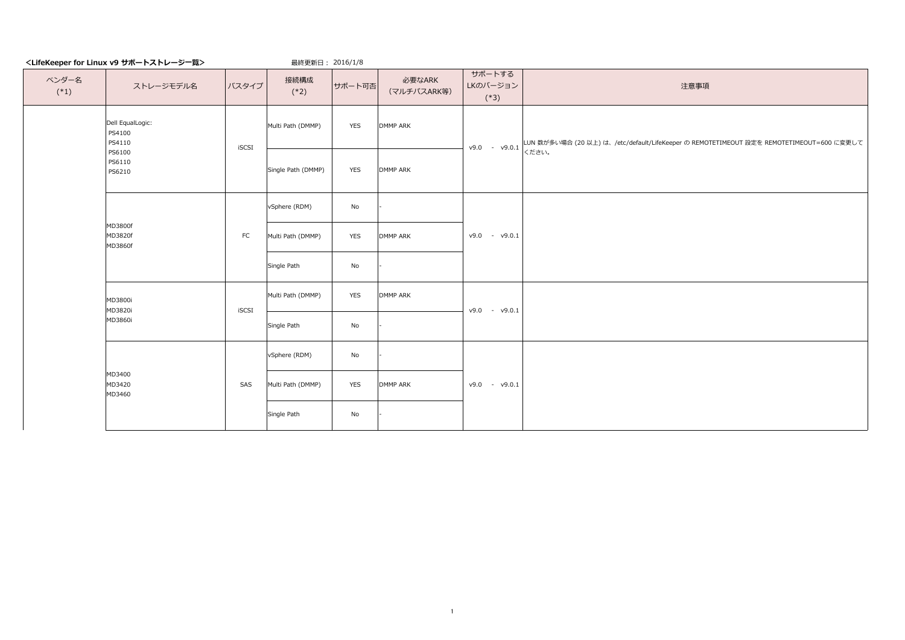**<LifeKeeper for Linux v9 サポートストレージ一覧>**

最終更新日： 2016/1/8

| ベンダー名 (*1) | ストレージモデル名 | バスタイプ | 接続構成 (*2) | サポート可否 | 必要なARK (マルチパスARK等) | サポートする LKのバージョン (*3) | 注意事項 |
|---|---|---|---|---|---|---|---|
| | Dell EqualLogic:<br>PS4100<br>PS4110<br>PS6100<br>PS6110<br>PS6210 | iSCSI | Multi Path (DMMP) | YES | DMMP ARK | v9.0 - v9.0.1 | LUN 数が多い場合 (20 以上) は、/etc/default/LifeKeeper の REMOTETIMEOUT 設定を REMOTETIMEOUT=600 に変更してください。 |
| | | | Single Path (DMMP) | YES | DMMP ARK | | |
| | MD3800f<br>MD3820f<br>MD3860f | FC | vSphere (RDM) | No | - | v9.0 - v9.0.1 | |
| | | | Multi Path (DMMP) | YES | DMMP ARK | | |
| | | | Single Path | No | - | | |
| | MD3800i<br>MD3820i<br>MD3860i | iSCSI | Multi Path (DMMP) | YES | DMMP ARK | v9.0 - v9.0.1 | |
| | | | Single Path | No | - | | |
| | MD3400<br>MD3420<br>MD3460 | SAS | vSphere (RDM) | No | - | v9.0 - v9.0.1 | |
| | | | Multi Path (DMMP) | YES | DMMP ARK | | |
| | | | Single Path | No | - | | |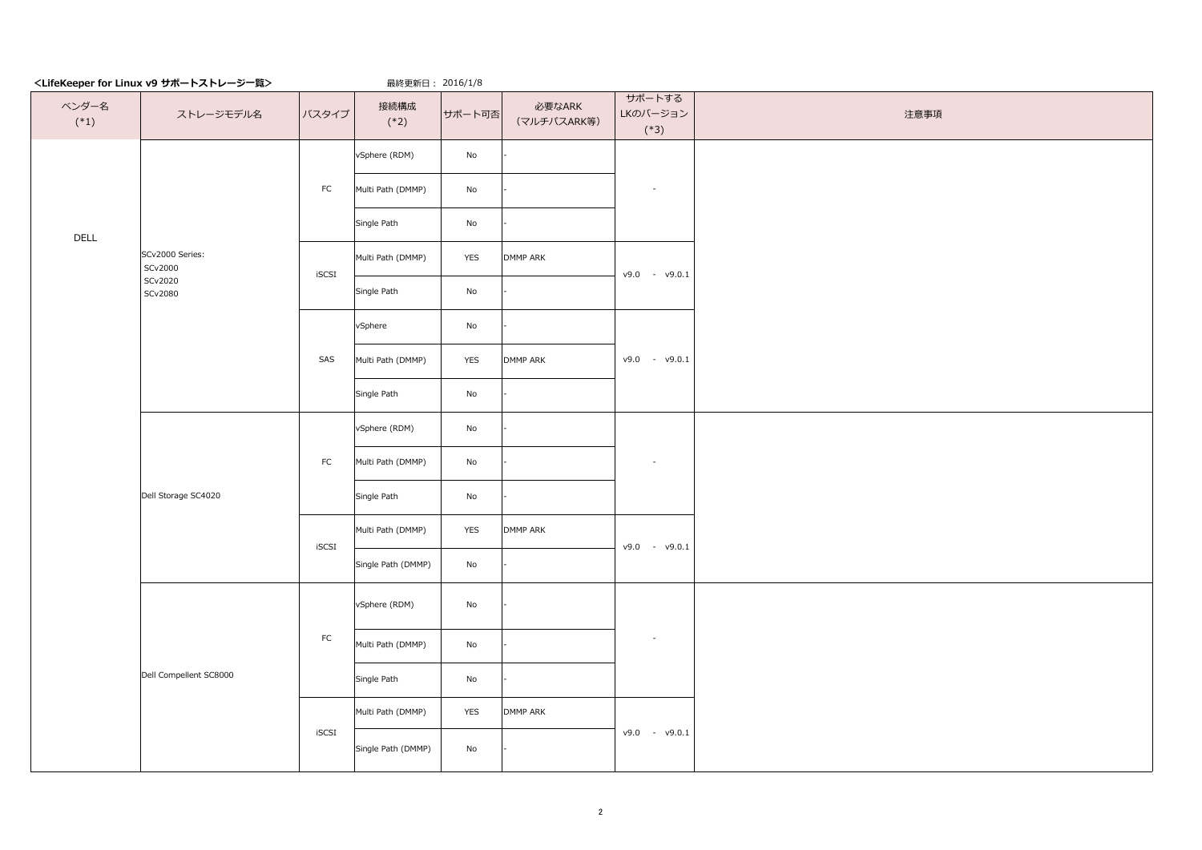**<LifeKeeper for Linux v9 サポートストレージ一覧>**

最終更新日： 2016/1/8

| ベンダー名 (*1) | ストレージモデル名 | バスタイプ | 接続構成 (*2) | サポート可否 | 必要なARK (マルチパスARK等) | サポートするLKのバージョン (*3) | 注意事項 |
|---|---|---|---|---|---|---|---|
| DELL | SCv2000 Series: SCv2000 SCv2020 SCv2080 | FC | vSphere (RDM) | No | - | - | |
| | | | Multi Path (DMMP) | No | - | | |
| | | | Single Path | No | - | | |
| | | iSCSI | Multi Path (DMMP) | YES | DMMP ARK | v9.0 - v9.0.1 | |
| | | | Single Path | No | - | | |
| | | SAS | vSphere | No | - | v9.0 - v9.0.1 | |
| | | | Multi Path (DMMP) | YES | DMMP ARK | | |
| | | | Single Path | No | - | | |
| | Dell Storage SC4020 | FC | vSphere (RDM) | No | - | - | |
| | | | Multi Path (DMMP) | No | - | | |
| | | | Single Path | No | - | | |
| | | iSCSI | Multi Path (DMMP) | YES | DMMP ARK | v9.0 - v9.0.1 | |
| | | | Single Path (DMMP) | No | - | | |
| | Dell Compellent SC8000 | FC | vSphere (RDM) | No | - | - | |
| | | | Multi Path (DMMP) | No | - | | |
| | | | Single Path | No | - | | |
| | | iSCSI | Multi Path (DMMP) | YES | DMMP ARK | v9.0 - v9.0.1 | |
| | | | Single Path (DMMP) | No | - | | |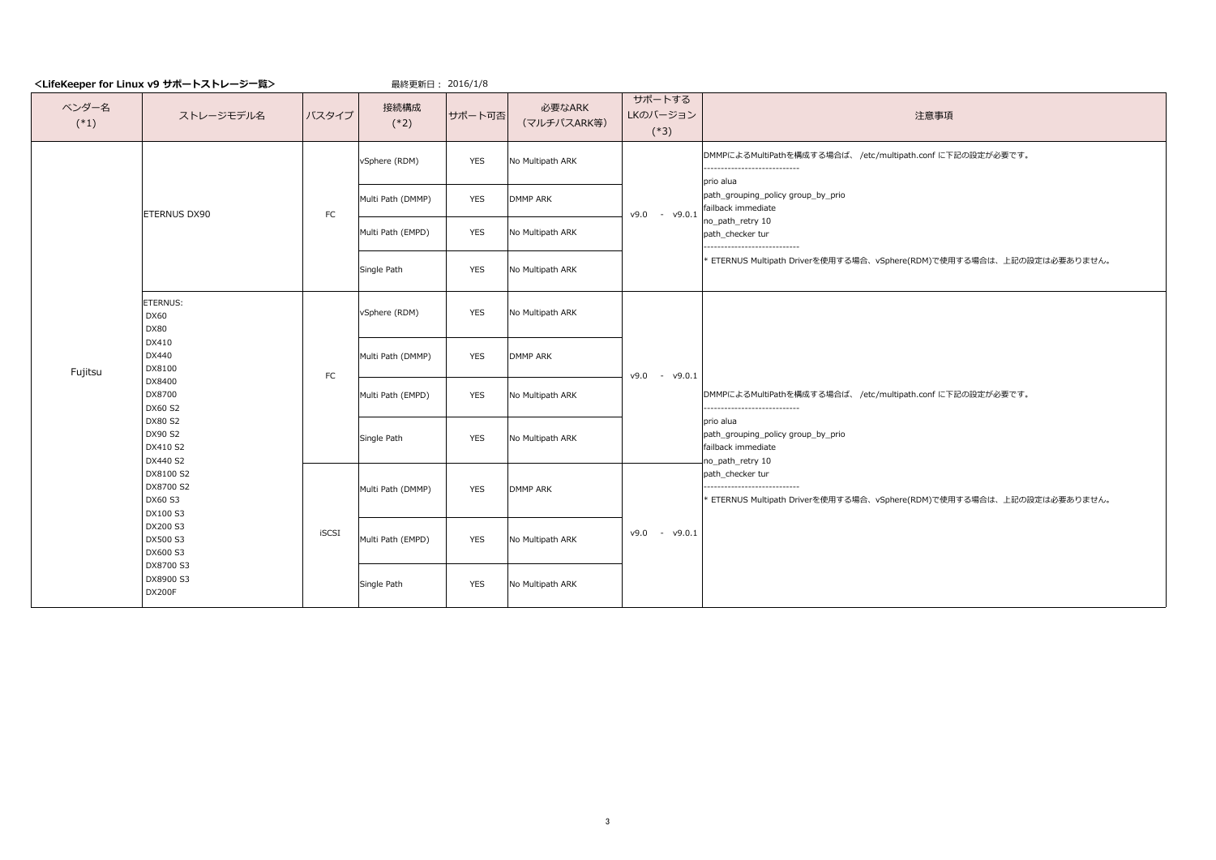**<LifeKeeper for Linux v9 サポートストレージ一覧>**　　最終更新日： 2016/1/8

| ベンダー名 (*1) | ストレージモデル名 | バスタイプ | 接続構成 (*2) | サポート可否 | 必要なARK (マルチパスARK等) | サポートする LKのバージョン (*3) | 注意事項 |
|---|---|---|---|---|---|---|---|
| Fujitsu | ETERNUS DX90 | FC | vSphere (RDM) | YES | No Multipath ARK | v9.0 - v9.0.1 | DMMPによるMultiPathを構成する場合は、 /etc/multipath.conf に下記の設定が必要です。<br>----------------------------<br>prio alua<br>path_grouping_policy group_by_prio<br>failback immediate<br>no_path_retry 10<br>path_checker tur<br>----------------------------<br>* ETERNUS Multipath Driverを使用する場合、vSphere(RDM)で使用する場合は、上記の設定は必要ありません。 |
| | | | Multi Path (DMMP) | YES | DMMP ARK | | |
| | | | Multi Path (EMPD) | YES | No Multipath ARK | | |
| | | | Single Path | YES | No Multipath ARK | | |
| | ETERNUS:<br>DX60<br>DX80<br>DX410<br>DX440<br>DX8100<br>DX8400<br>DX8700<br>DX60 S2<br>DX80 S2<br>DX90 S2<br>DX410 S2<br>DX440 S2<br>DX8100 S2<br>DX8700 S2<br>DX60 S3<br>DX100 S3<br>DX200 S3<br>DX500 S3<br>DX600 S3<br>DX8700 S3<br>DX8900 S3<br>DX200F | FC | vSphere (RDM) | YES | No Multipath ARK | v9.0 - v9.0.1 | DMMPによるMultiPathを構成する場合は、 /etc/multipath.conf に下記の設定が必要です。<br>----------------------------<br>prio alua<br>path_grouping_policy group_by_prio<br>failback immediate<br>no_path_retry 10<br>path_checker tur<br>----------------------------<br>* ETERNUS Multipath Driverを使用する場合、vSphere(RDM)で使用する場合は、上記の設定は必要ありません。 |
| | | | Multi Path (DMMP) | YES | DMMP ARK | | |
| | | | Multi Path (EMPD) | YES | No Multipath ARK | | |
| | | | Single Path | YES | No Multipath ARK | | |
| | | iSCSI | Multi Path (DMMP) | YES | DMMP ARK | v9.0 - v9.0.1 | |
| | | | Multi Path (EMPD) | YES | No Multipath ARK | | |
| | | | Single Path | YES | No Multipath ARK | | |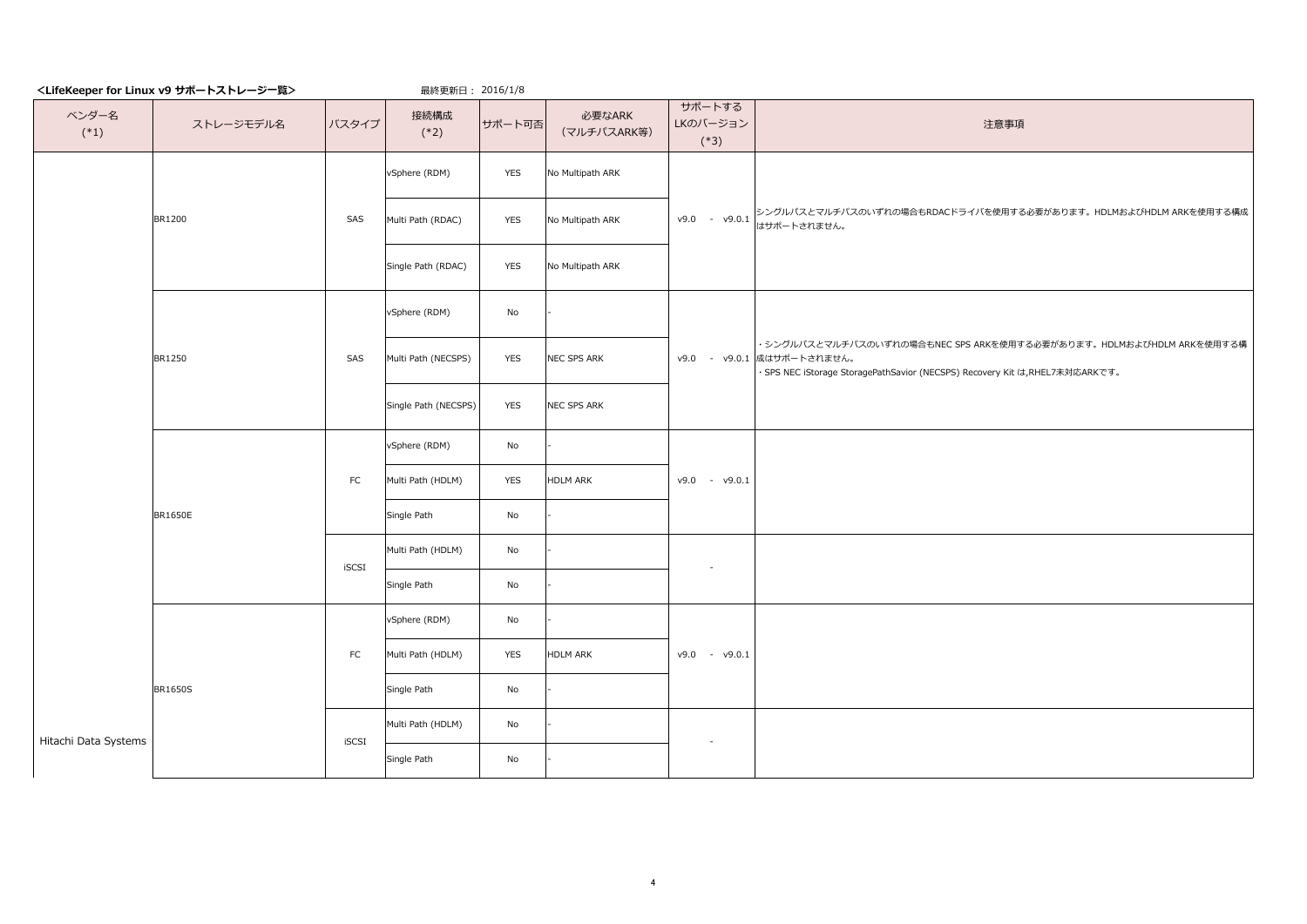**<LifeKeeper for Linux v9 サポートストレージ一覧>** 最終更新日： 2016/1/8

| ベンダー名 (*1) | ストレージモデル名 | バスタイプ | 接続構成 (*2) | サポート可否 | 必要なARK (マルチパスARK等) | サポートする LKのバージョン (*3) | 注意事項 |
|---|---|---|---|---|---|---|---|
| Hitachi Data Systems | BR1200 | SAS | vSphere (RDM) | YES | No Multipath ARK | v9.0 - v9.0.1 | シングルパスとマルチパスのいずれの場合もRDACドライバを使用する必要があります。HDLMおよびHDLM ARKを使用する構成はサポートされません。 |
| | | | Multi Path (RDAC) | YES | No Multipath ARK | | |
| | | | Single Path (RDAC) | YES | No Multipath ARK | | |
| | BR1250 | SAS | vSphere (RDM) | No | - | v9.0 - v9.0.1 | ・シングルパスとマルチパスのいずれの場合もNEC SPS ARKを使用する必要があります。HDLMおよびHDLM ARKを使用する構成はサポートされません。<br>・SPS NEC iStorage StoragePathSavior (NECSPS) Recovery Kit は,RHEL7未対応ARKです。 |
| | | | Multi Path (NECSPS) | YES | NEC SPS ARK | | |
| | | | Single Path (NECSPS) | YES | NEC SPS ARK | | |
| | BR1650E | FC | vSphere (RDM) | No | - | v9.0 - v9.0.1 | |
| | | | Multi Path (HDLM) | YES | HDLM ARK | | |
| | | | Single Path | No | - | | |
| | | iSCSI | Multi Path (HDLM) | No | - | - | |
| | | | Single Path | No | - | | |
| | BR1650S | FC | vSphere (RDM) | No | - | v9.0 - v9.0.1 | |
| | | | Multi Path (HDLM) | YES | HDLM ARK | | |
| | | | Single Path | No | - | | |
| | | iSCSI | Multi Path (HDLM) | No | - | - | |
| | | | Single Path | No | - | | |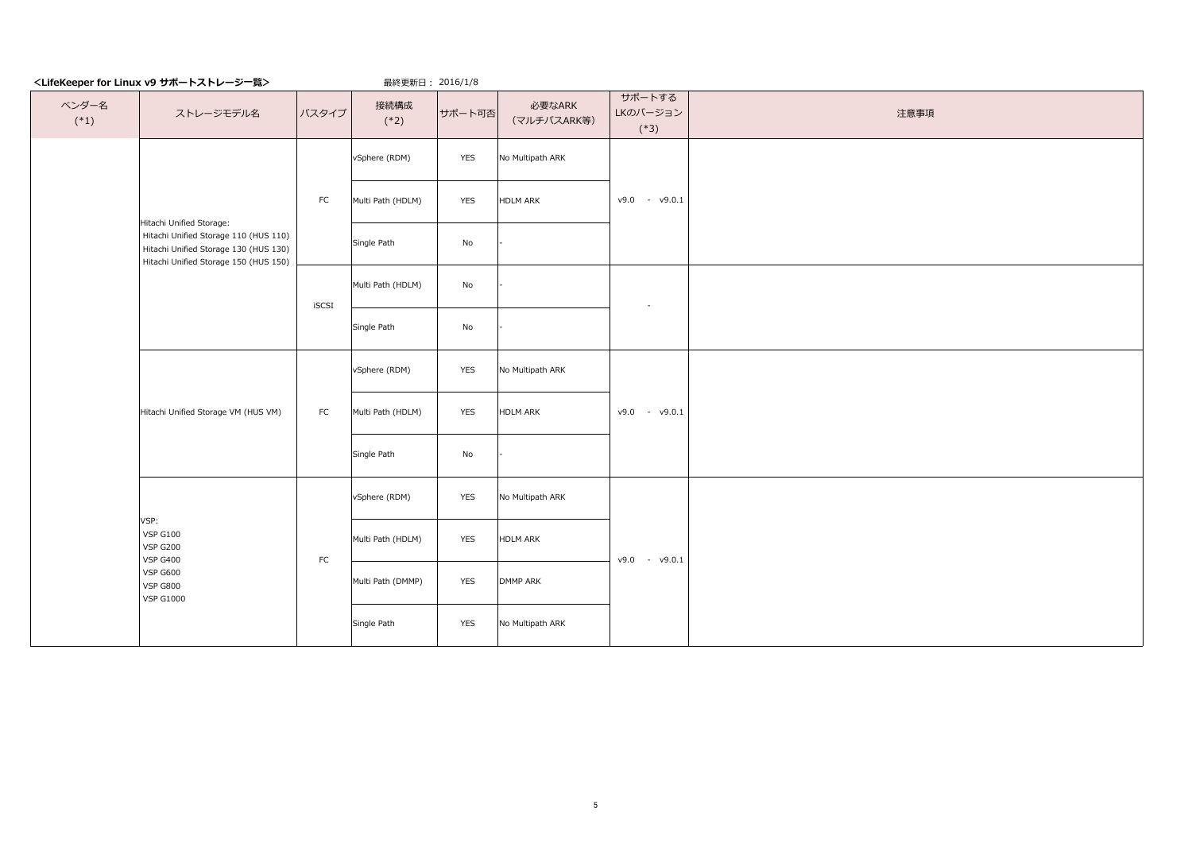**<LifeKeeper for Linux v9 サポートストレージ一覧>**　　最終更新日： 2016/1/8

| ベンダー名 (*1) | ストレージモデル名 | バスタイプ | 接続構成 (*2) | サポート可否 | 必要なARK (マルチパスARK等) | サポートする LKのバージョン (*3) | 注意事項 |
|---|---|---|---|---|---|---|---|
| | Hitachi Unified Storage: Hitachi Unified Storage 110 (HUS 110) Hitachi Unified Storage 130 (HUS 130) Hitachi Unified Storage 150 (HUS 150) | FC | vSphere (RDM) | YES | No Multipath ARK | v9.0 - v9.0.1 | |
| | | | Multi Path (HDLM) | YES | HDLM ARK | | |
| | | | Single Path | No | - | | |
| | | iSCSI | Multi Path (HDLM) | No | - | - | |
| | | | Single Path | No | - | | |
| | Hitachi Unified Storage VM (HUS VM) | FC | vSphere (RDM) | YES | No Multipath ARK | v9.0 - v9.0.1 | |
| | | | Multi Path (HDLM) | YES | HDLM ARK | | |
| | | | Single Path | No | - | | |
| | VSP: VSP G100 VSP G200 VSP G400 VSP G600 VSP G800 VSP G1000 | FC | vSphere (RDM) | YES | No Multipath ARK | v9.0 - v9.0.1 | |
| | | | Multi Path (HDLM) | YES | HDLM ARK | | |
| | | | Multi Path (DMMP) | YES | DMMP ARK | | |
| | | | Single Path | YES | No Multipath ARK | | |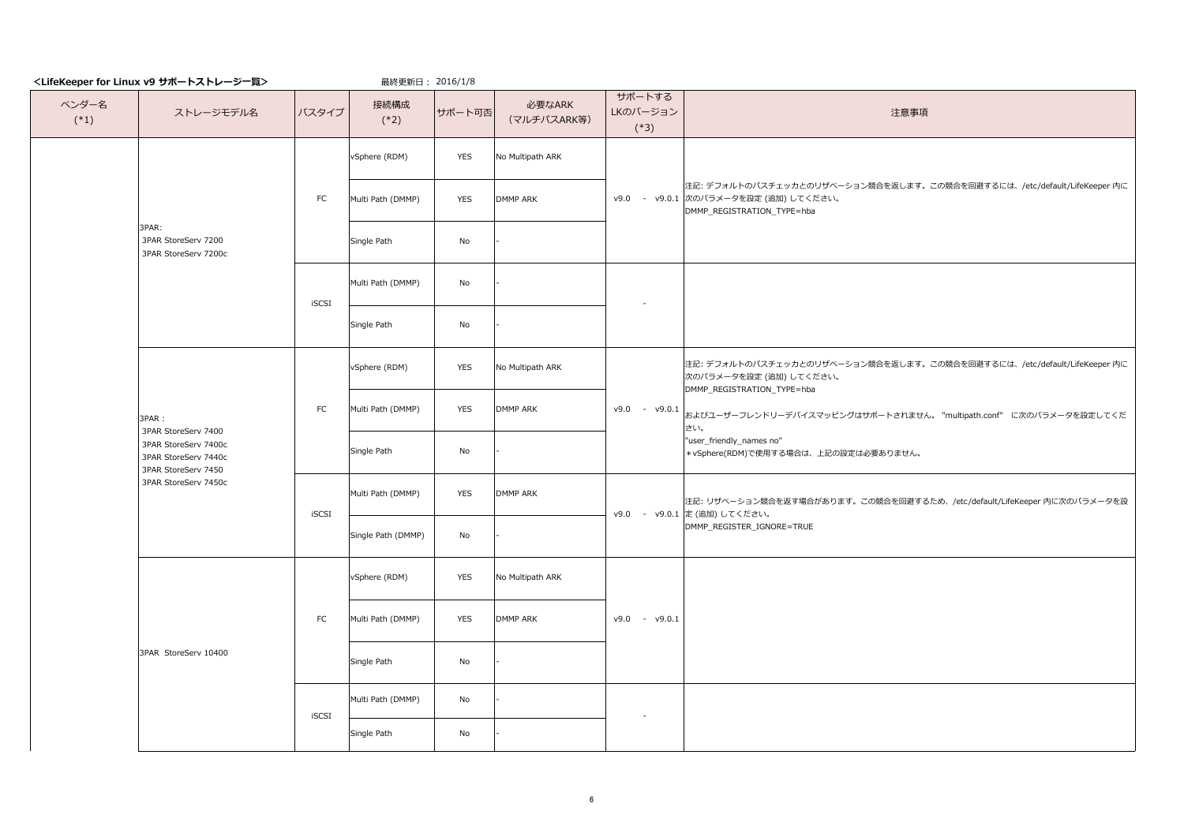**<LifeKeeper for Linux v9 サポートストレージ一覧>**　　最終更新日： 2016/1/8

| ベンダー名 (*1) | ストレージモデル名 | バスタイプ | 接続構成 (*2) | サポート可否 | 必要なARK (マルチパスARK等) | サポートするLKのバージョン (*3) | 注意事項 |
|---|---|---|---|---|---|---|---|
| | 3PAR:<br>3PAR StoreServ 7200<br>3PAR StoreServ 7200c | FC | vSphere (RDM) | YES | No Multipath ARK | v9.0 - v9.0.1 | 注記: デフォルトのパスチェッカとのリザベーション競合を返します。この競合を回避するには、/etc/default/LifeKeeper 内に次のパラメータを設定 (追加) してください。<br>DMMP_REGISTRATION_TYPE=hba |
| | | | Multi Path (DMMP) | YES | DMMP ARK | | |
| | | | Single Path | No | - | | |
| | | iSCSI | Multi Path (DMMP) | No | - | - | |
| | | | Single Path | No | - | | |
| | 3PAR：<br>3PAR StoreServ 7400<br>3PAR StoreServ 7400c<br>3PAR StoreServ 7440c<br>3PAR StoreServ 7450<br>3PAR StoreServ 7450c | FC | vSphere (RDM) | YES | No Multipath ARK | v9.0 - v9.0.1 | 注記: デフォルトのパスチェッカとのリザベーション競合を返します。この競合を回避するには、/etc/default/LifeKeeper 内に次のパラメータを設定 (追加) してください。<br>DMMP_REGISTRATION_TYPE=hba<br>およびユーザーフレンドリーデバイスマッピングはサポートされません。 "multipath.conf" に次のパラメータを設定してください。<br>"user_friendly_names no"<br>＊vSphere(RDM)で使用する場合は、上記の設定は必要ありません。 |
| | | | Multi Path (DMMP) | YES | DMMP ARK | | |
| | | | Single Path | No | - | | |
| | | iSCSI | Multi Path (DMMP) | YES | DMMP ARK | v9.0 - v9.0.1 | 注記: リザベーション競合を返す場合があります。この競合を回避するため、/etc/default/LifeKeeper 内に次のパラメータを設定 (追加) してください。<br>DMMP_REGISTER_IGNORE=TRUE |
| | | | Single Path (DMMP) | No | - | | |
| | 3PAR StoreServ 10400 | FC | vSphere (RDM) | YES | No Multipath ARK | v9.0 - v9.0.1 | |
| | | | Multi Path (DMMP) | YES | DMMP ARK | | |
| | | | Single Path | No | - | | |
| | | iSCSI | Multi Path (DMMP) | No | - | - | |
| | | | Single Path | No | - | | |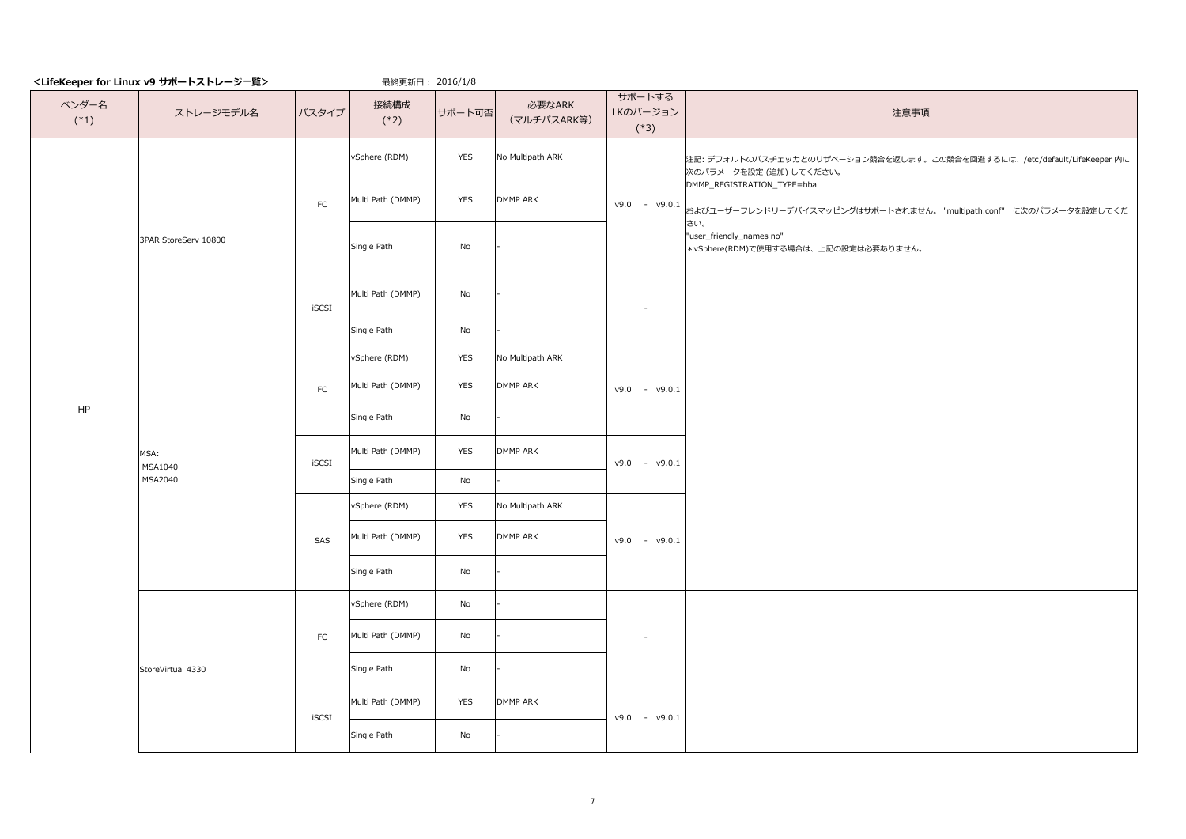**<LifeKeeper for Linux v9 サポートストレージ一覧>**　　最終更新日： 2016/1/8

| ベンダー名 (*1) | ストレージモデル名 | バスタイプ | 接続構成 (*2) | サポート可否 | 必要なARK (マルチパスARK等) | サポートする LKのバージョン (*3) | 注意事項 |
|---|---|---|---|---|---|---|---|
| HP | 3PAR StoreServ 10800 | FC | vSphere (RDM) | YES | No Multipath ARK | v9.0 - v9.0.1 | 注記: デフォルトのパスチェッカとのリザベーション競合を返します。この競合を回避するには、/etc/default/LifeKeeper 内に次のパラメータを設定 (追加) してください。<br>DMMP_REGISTRATION_TYPE=hba<br>およびユーザーフレンドリーデバイスマッピングはサポートされません。 "multipath.conf" に次のパラメータを設定してください。<br>"user_friendly_names no"<br>＊vSphere(RDM)で使用する場合は、上記の設定は必要ありません。 |
| | | | Multi Path (DMMP) | YES | DMMP ARK | | |
| | | | Single Path | No | - | | |
| | | iSCSI | Multi Path (DMMP) | No | - | - | |
| | | | Single Path | No | - | | |
| | MSA:<br>MSA1040<br>MSA2040 | FC | vSphere (RDM) | YES | No Multipath ARK | v9.0 - v9.0.1 | |
| | | | Multi Path (DMMP) | YES | DMMP ARK | | |
| | | | Single Path | No | - | | |
| | | iSCSI | Multi Path (DMMP) | YES | DMMP ARK | v9.0 - v9.0.1 | |
| | | | Single Path | No | - | | |
| | | SAS | vSphere (RDM) | YES | No Multipath ARK | v9.0 - v9.0.1 | |
| | | | Multi Path (DMMP) | YES | DMMP ARK | | |
| | | | Single Path | No | - | | |
| | StoreVirtual 4330 | FC | vSphere (RDM) | No | - | - | |
| | | | Multi Path (DMMP) | No | - | | |
| | | | Single Path | No | - | | |
| | | iSCSI | Multi Path (DMMP) | YES | DMMP ARK | v9.0 - v9.0.1 | |
| | | | Single Path | No | - | | |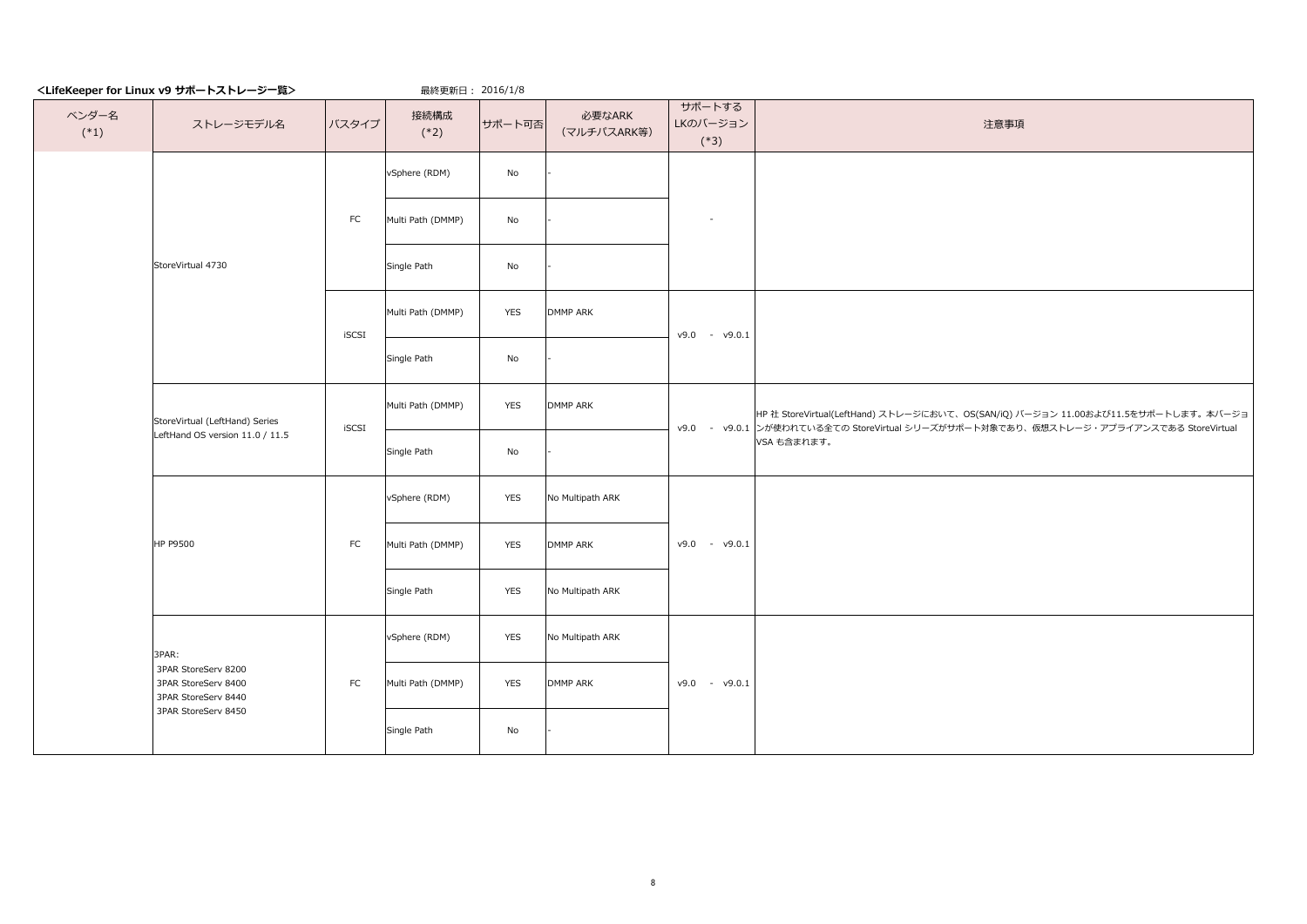**<LifeKeeper for Linux v9 サポートストレージ一覧>**　　　　　　　　最終更新日： 2016/1/8

| ベンダー名 (*1) | ストレージモデル名 | バスタイプ | 接続構成 (*2) | サポート可否 | 必要なARK (マルチパスARK等) | サポートする LKのバージョン (*3) | 注意事項 |
|---|---|---|---|---|---|---|---|
| | StoreVirtual 4730 | FC | vSphere (RDM) | No | - | - | |
| | | | Multi Path (DMMP) | No | - | | |
| | | | Single Path | No | - | | |
| | | iSCSI | Multi Path (DMMP) | YES | DMMP ARK | v9.0 - v9.0.1 | |
| | | | Single Path | No | - | | |
| | StoreVirtual (LeftHand) Series LeftHand OS version 11.0 / 11.5 | iSCSI | Multi Path (DMMP) | YES | DMMP ARK | v9.0 - v9.0.1 | HP 社 StoreVirtual(LeftHand) ストレージにおいて、OS(SAN/iQ) バージョン 11.00および11.5をサポートします。本バージョンが使われている全ての StoreVirtual シリーズがサポート対象であり、仮想ストレージ・アプライアンスである StoreVirtual VSA も含まれます。 |
| | | | Single Path | No | - | | |
| | HP P9500 | FC | vSphere (RDM) | YES | No Multipath ARK | v9.0 - v9.0.1 | |
| | | | Multi Path (DMMP) | YES | DMMP ARK | | |
| | | | Single Path | YES | No Multipath ARK | | |
| | 3PAR:<br>3PAR StoreServ 8200<br>3PAR StoreServ 8400<br>3PAR StoreServ 8440<br>3PAR StoreServ 8450 | FC | vSphere (RDM) | YES | No Multipath ARK | v9.0 - v9.0.1 | |
| | | | Multi Path (DMMP) | YES | DMMP ARK | | |
| | | | Single Path | No | - | | |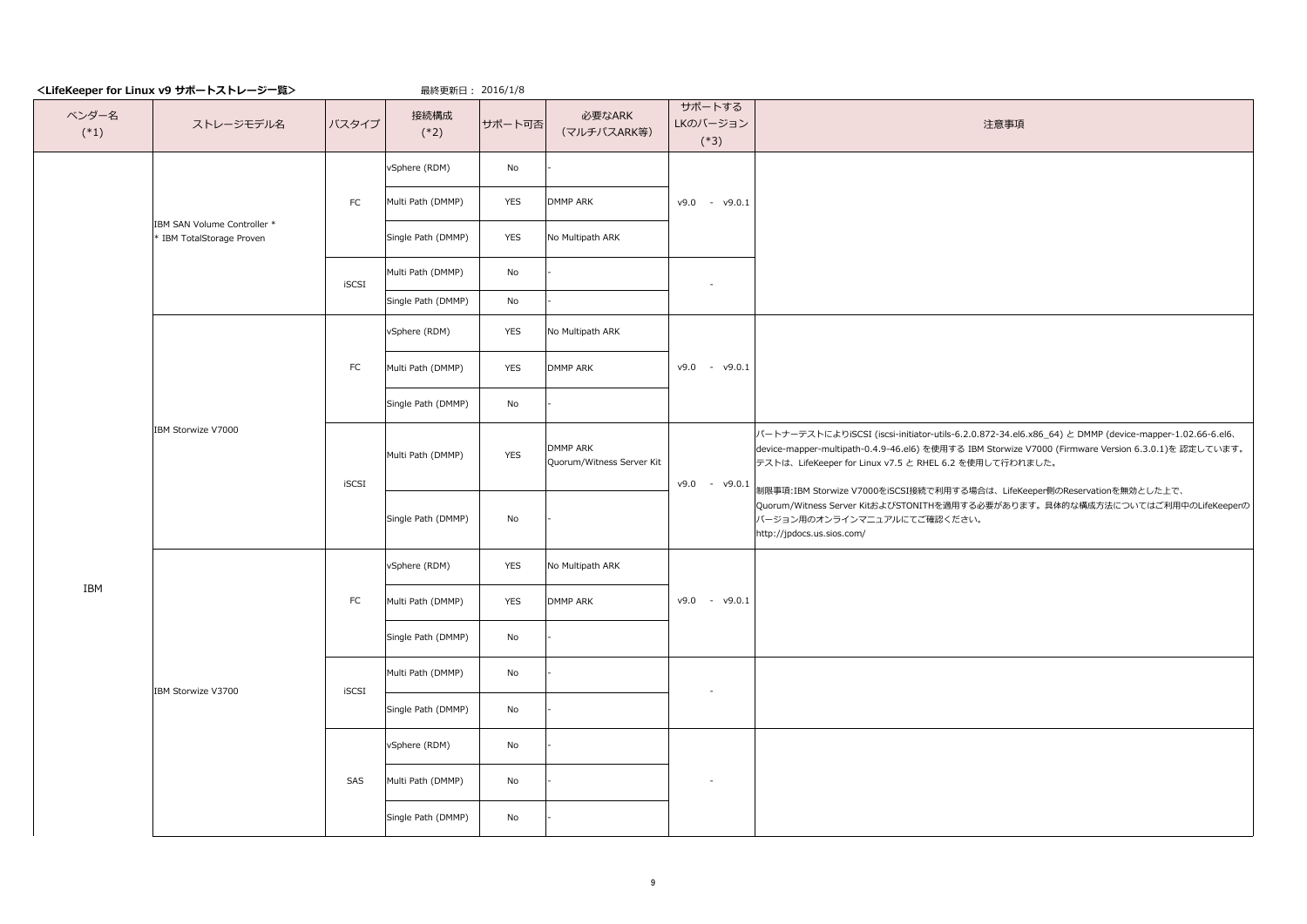**<LifeKeeper for Linux v9 サポートストレージ一覧>**　　　　最終更新日： 2016/1/8

| ベンダー名 (*1) | ストレージモデル名 | バスタイプ | 接続構成 (*2) | サポート可否 | 必要なARK (マルチパスARK等) | サポートする LKのバージョン (*3) | 注意事項 |
|---|---|---|---|---|---|---|---|
| IBM | IBM SAN Volume Controller * * IBM TotalStorage Proven | FC | vSphere (RDM) | No | - | v9.0 - v9.0.1 | |
| | | | Multi Path (DMMP) | YES | DMMP ARK | | |
| | | | Single Path (DMMP) | YES | No Multipath ARK | | |
| | | iSCSI | Multi Path (DMMP) | No | - | - | |
| | | | Single Path (DMMP) | No | - | | |
| | IBM Storwize V7000 | FC | vSphere (RDM) | YES | No Multipath ARK | v9.0 - v9.0.1 | |
| | | | Multi Path (DMMP) | YES | DMMP ARK | | |
| | | | Single Path (DMMP) | No | - | | |
| | | iSCSI | Multi Path (DMMP) | YES | DMMP ARK Quorum/Witness Server Kit | v9.0 - v9.0.1 | パートナーテストによりiSCSI (iscsi-initiator-utils-6.2.0.872-34.el6.x86_64) と DMMP (device-mapper-1.02.66-6.el6、device-mapper-multipath-0.4.9-46.el6) を使用する IBM Storwize V7000 (Firmware Version 6.3.0.1)を 認定しています。テストは、LifeKeeper for Linux v7.5 と RHEL 6.2 を使用して行われました。<br>制限事項:IBM Storwize V7000をiSCSI接続で利用する場合は、LifeKeeper側のReservationを無効とした上で、Quorum/Witness Server KitおよびSTONITHを適用する必要があります。具体的な構成方法についてはご利用中のLifeKeeperのバージョン用のオンラインマニュアルにてご確認ください。<br>http://jpdocs.us.sios.com/ |
| | | | Single Path (DMMP) | No | - | | |
| | IBM Storwize V3700 | FC | vSphere (RDM) | YES | No Multipath ARK | v9.0 - v9.0.1 | |
| | | | Multi Path (DMMP) | YES | DMMP ARK | | |
| | | | Single Path (DMMP) | No | - | | |
| | | iSCSI | Multi Path (DMMP) | No | - | - | |
| | | | Single Path (DMMP) | No | - | | |
| | | SAS | vSphere (RDM) | No | - | - | |
| | | | Multi Path (DMMP) | No | - | | |
| | | | Single Path (DMMP) | No | - | | |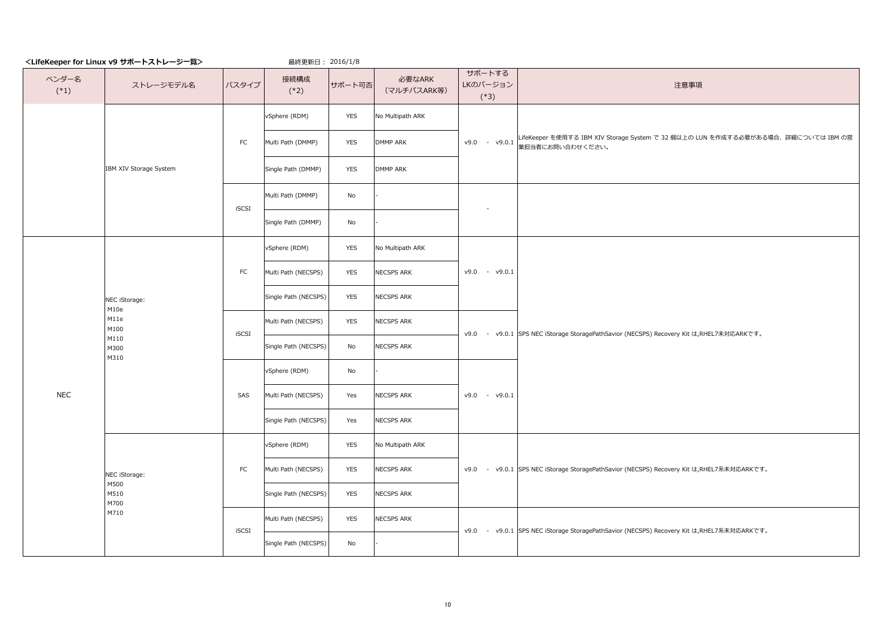**<LifeKeeper for Linux v9 サポートストレージ一覧>**　　　最終更新日： 2016/1/8

| ベンダー名 (*1) | ストレージモデル名 | バスタイプ | 接続構成 (*2) | サポート可否 | 必要なARK (マルチパスARK等) | サポートする LKのバージョン (*3) | 注意事項 |
|---|---|---|---|---|---|---|---|
| | IBM XIV Storage System | FC | vSphere (RDM) | YES | No Multipath ARK | v9.0 - v9.0.1 | LifeKeeper を使用する IBM XIV Storage System で 32 個以上の LUN を作成する必要がある場合、詳細については IBM の営業担当者にお問い合わせください。 |
| | | | Multi Path (DMMP) | YES | DMMP ARK | | |
| | | | Single Path (DMMP) | YES | DMMP ARK | | |
| | | iSCSI | Multi Path (DMMP) | No | - | - | |
| | | | Single Path (DMMP) | No | - | | |
| NEC | NEC iStorage: M10e M11e M100 M110 M300 M310 | FC | vSphere (RDM) | YES | No Multipath ARK | v9.0 - v9.0.1 | SPS NEC iStorage StoragePathSavior (NECSPS) Recovery Kit は,RHEL7未対応ARKです。 |
| | | | Multi Path (NECSPS) | YES | NECSPS ARK | | |
| | | | Single Path (NECSPS) | YES | NECSPS ARK | | |
| | | iSCSI | Multi Path (NECSPS) | YES | NECSPS ARK | v9.0 - v9.0.1 | |
| | | | Single Path (NECSPS) | No | NECSPS ARK | | |
| | | SAS | vSphere (RDM) | No | - | v9.0 - v9.0.1 | |
| | | | Multi Path (NECSPS) | Yes | NECSPS ARK | | |
| | | | Single Path (NECSPS) | Yes | NECSPS ARK | | |
| | NEC iStorage: M500 M510 M700 M710 | FC | vSphere (RDM) | YES | No Multipath ARK | v9.0 - v9.0.1 | SPS NEC iStorage StoragePathSavior (NECSPS) Recovery Kit は,RHEL7系未対応ARKです。 |
| | | | Multi Path (NECSPS) | YES | NECSPS ARK | | |
| | | | Single Path (NECSPS) | YES | NECSPS ARK | | |
| | | iSCSI | Multi Path (NECSPS) | YES | NECSPS ARK | v9.0 - v9.0.1 | SPS NEC iStorage StoragePathSavior (NECSPS) Recovery Kit は,RHEL7系未対応ARKです。 |
| | | | Single Path (NECSPS) | No | - | | |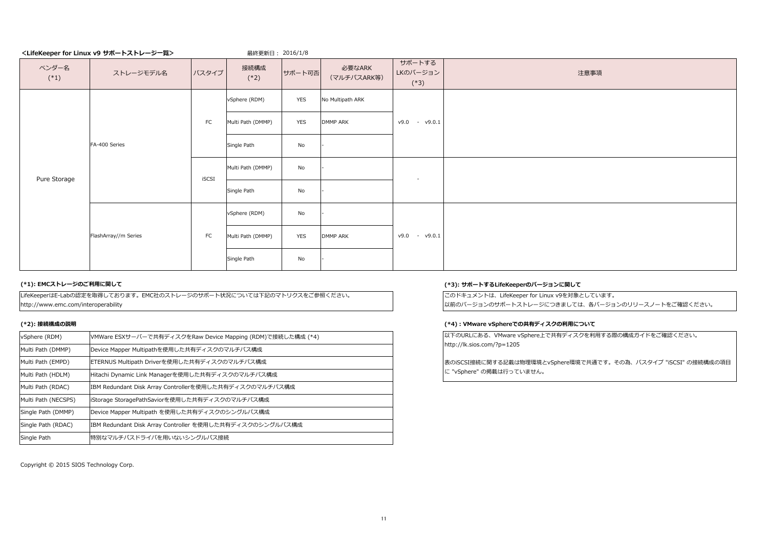## <LifeKeeper for Linux v9 サポートストレージ一覧>

最終更新日： 2016/1/8

| ベンダー名 (*1) | ストレージモデル名 | バスタイプ | 接続構成 (*2) | サポート可否 | 必要なARK (マルチパスARK等) | サポートする LKのバージョン (*3) | 注意事項 |
|---|---|---|---|---|---|---|---|
| Pure Storage | FA-400 Series | FC | vSphere (RDM) | YES | No Multipath ARK | v9.0 - v9.0.1 | |
| | | | Multi Path (DMMP) | YES | DMMP ARK | | |
| | | | Single Path | No | - | | |
| | | iSCSI | Multi Path (DMMP) | No | - | - | |
| | | | Single Path | No | - | | |
| | FlashArray//m Series | FC | vSphere (RDM) | No | - | v9.0 - v9.0.1 | |
| | | | Multi Path (DMMP) | YES | DMMP ARK | | |
| | | | Single Path | No | - | | |

### (*1): EMCストレージのご利用に関して

LifeKeeperはE-Labの認定を取得しております。EMC社のストレージのサポート状況については下記のマトリクスをご参照ください。
http://www.emc.com/interoperability

### (*2): 接続構成の説明

| | |
|---|---|
| vSphere (RDM) | VMWare ESXサーバーで共有ディスクをRaw Device Mapping (RDM)で接続した構成 (*4) |
| Multi Path (DMMP) | Device Mapper Multipathを使用した共有ディスクのマルチパス構成 |
| Multi Path (EMPD) | ETERNUS Multipath Driverを使用した共有ディスクのマルチパス構成 |
| Multi Path (HDLM) | Hitachi Dynamic Link Managerを使用した共有ディスクのマルチパス構成 |
| Multi Path (RDAC) | IBM Redundant Disk Array Controllerを使用した共有ディスクのマルチパス構成 |
| Multi Path (NECSPS) | iStorage StoragePathSaviorを使用した共有ディスクのマルチパス構成 |
| Single Path (DMMP) | Device Mapper Multipath を使用した共有ディスクのシングルパス構成 |
| Single Path (RDAC) | IBM Redundant Disk Array Controller を使用した共有ディスクのシングルパス構成 |
| Single Path | 特別なマルチパスドライバを用いないシングルパス接続 |

### (*3): サポートするLifeKeeperのバージョンに関して

このドキュメントは、LifeKeeper for Linux v9を対象としています。
以前のバージョンのサポートストレージにつきましては、各バージョンのリリースノートをご確認ください。

### (*4)：VMware vSphereでの共有ディスクの利用について

以下のURLにある、VMware vSphere上で共有ディスクを利用する際の構成ガイドをご確認ください。
http://lk.sios.com/?p=1205

表のiSCSI接続に関する記載は物理環境とvSphere環境で共通です。その為、バスタイプ "iSCSI" の接続構成の項目に "vSphere" の掲載は行っていません。

Copyright © 2015 SIOS Technology Corp.